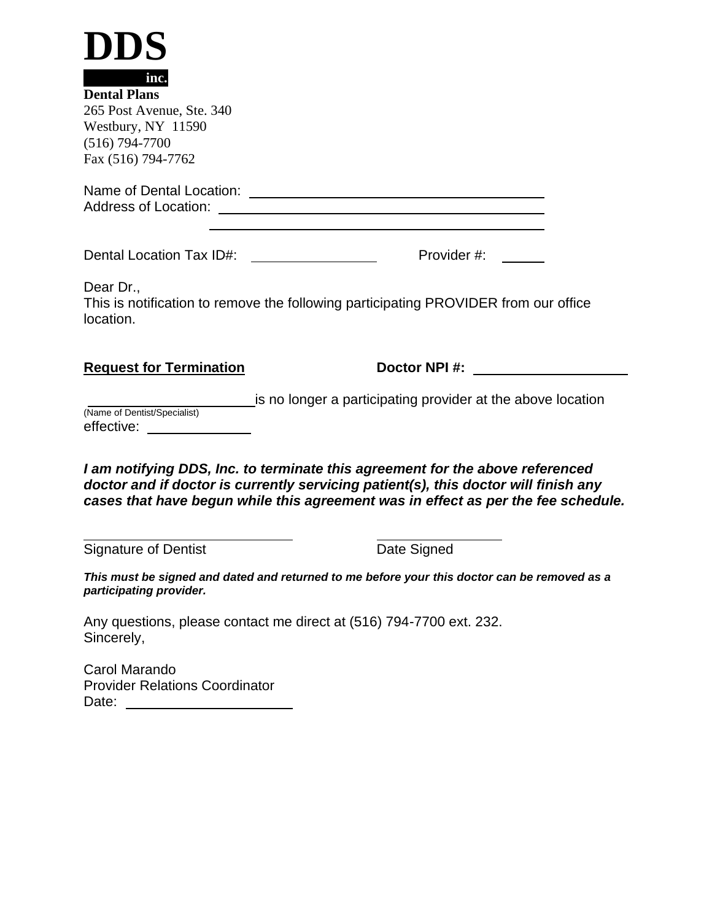# DDS

**inc.**

**Dental Plans**
265 Post Avenue, Ste. 340
Westbury, NY 11590
(516) 794-7700
Fax (516) 794-7762

Name of Dental Location: ______________________________
Address of Location: ______________________________
______________________________

Dental Location Tax ID#: ______________ Provider #: ____

Dear Dr.,
This is notification to remove the following participating PROVIDER from our office location.

**Request for Termination** **Doctor NPI #:** ______________

______________ is no longer a participating provider at the above location
(Name of Dentist/Specialist)
effective: __________

***I am notifying DDS, Inc. to terminate this agreement for the above referenced doctor and if doctor is currently servicing patient(s), this doctor will finish any cases that have begun while this agreement was in effect as per the fee schedule.***

______________________ ______________
Signature of Dentist Date Signed

***This must be signed and dated and returned to me before your this doctor can be removed as a participating provider.***

Any questions, please contact me direct at (516) 794-7700 ext. 232.
Sincerely,

Carol Marando
Provider Relations Coordinator
Date: ______________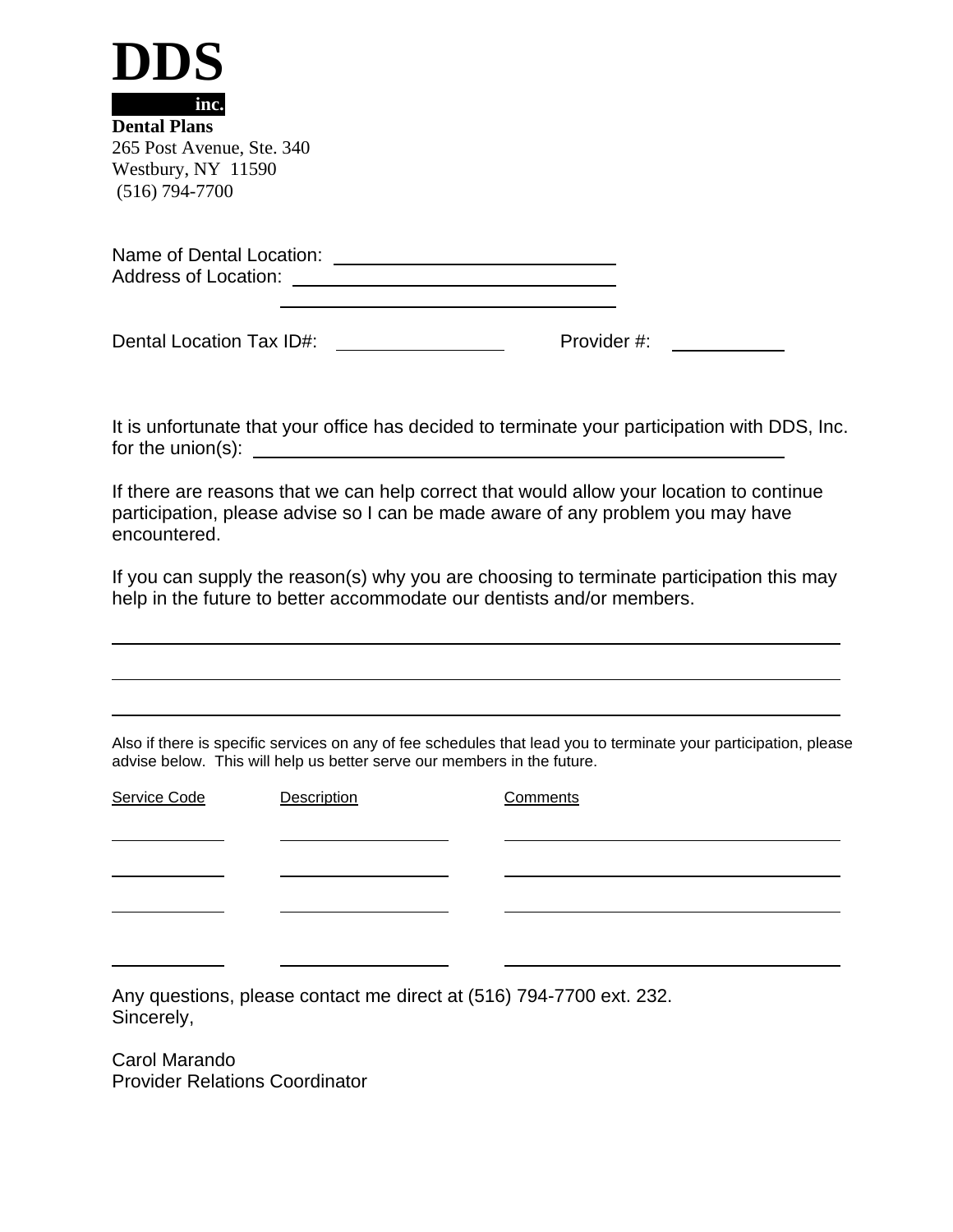# DDS

**inc.**

**Dental Plans**

265 Post Avenue, Ste. 340
Westbury, NY 11590
(516) 794-7700

Name of Dental Location: ______________________________
Address of Location: ______________________________
______________________________

Dental Location Tax ID#: ________________ Provider #: ___________

It is unfortunate that your office has decided to terminate your participation with DDS, Inc. for the union(s): ______________________________________________

If there are reasons that we can help correct that would allow your location to continue participation, please advise so I can be made aware of any problem you may have encountered.

If you can supply the reason(s) why you are choosing to terminate participation this may help in the future to better accommodate our dentists and/or members.

______________________________________________________________________

______________________________________________________________________

______________________________________________________________________

Also if there is specific services on any of fee schedules that lead you to terminate your participation, please advise below. This will help us better serve our members in the future.

| Service Code | Description | Comments |
| --- | --- | --- |
| | | |
| | | |
| | | |
| | | |

Any questions, please contact me direct at (516) 794-7700 ext. 232.
Sincerely,

Carol Marando
Provider Relations Coordinator